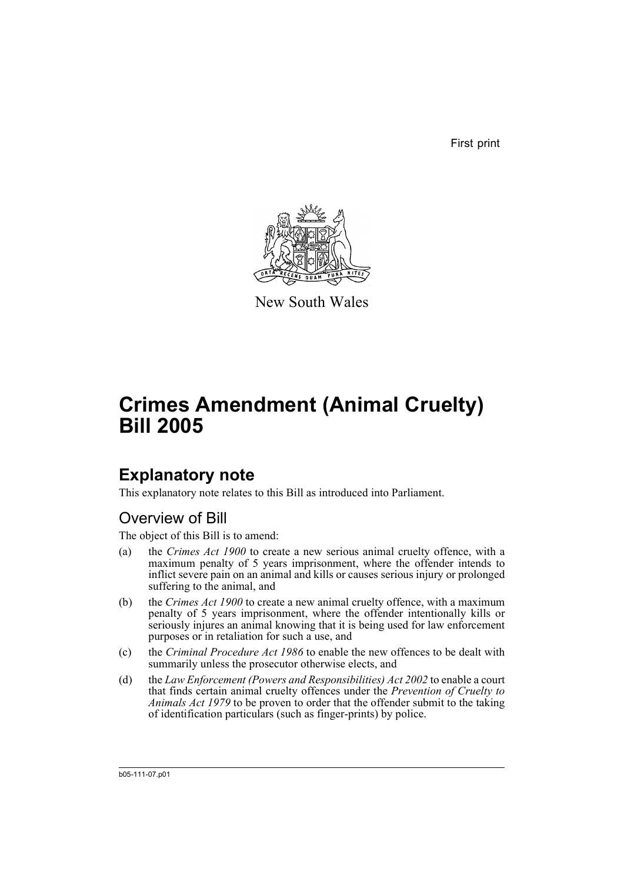First print

New South Wales

# Crimes Amendment (Animal Cruelty) Bill 2005

## Explanatory note

This explanatory note relates to this Bill as introduced into Parliament.

### Overview of Bill

The object of this Bill is to amend:

(a) the *Crimes Act 1900* to create a new serious animal cruelty offence, with a maximum penalty of 5 years imprisonment, where the offender intends to inflict severe pain on an animal and kills or causes serious injury or prolonged suffering to the animal, and

(b) the *Crimes Act 1900* to create a new animal cruelty offence, with a maximum penalty of 5 years imprisonment, where the offender intentionally kills or seriously injures an animal knowing that it is being used for law enforcement purposes or in retaliation for such a use, and

(c) the *Criminal Procedure Act 1986* to enable the new offences to be dealt with summarily unless the prosecutor otherwise elects, and

(d) the *Law Enforcement (Powers and Responsibilities) Act 2002* to enable a court that finds certain animal cruelty offences under the *Prevention of Cruelty to Animals Act 1979* to be proven to order that the offender submit to the taking of identification particulars (such as finger-prints) by police.

b05-111-07.p01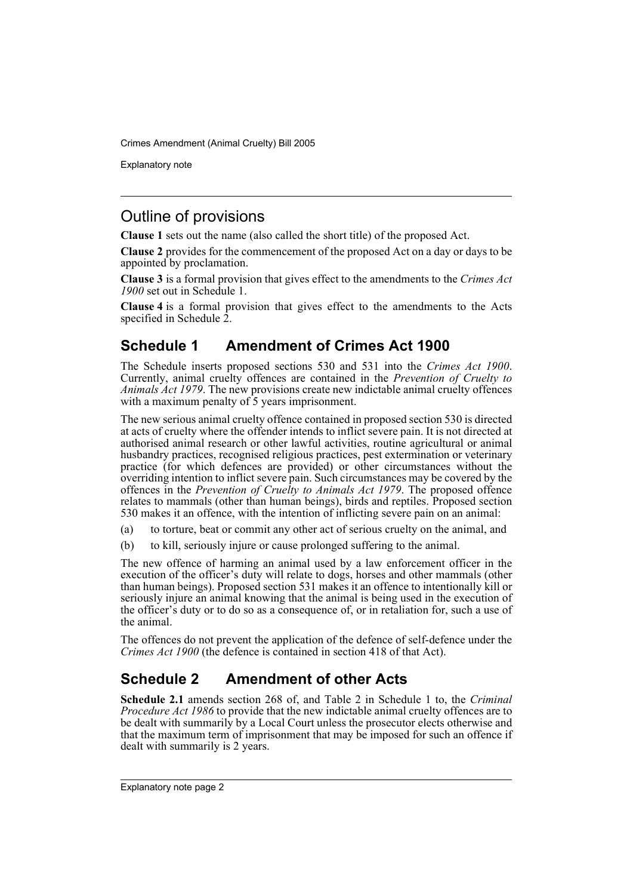## Outline of provisions

**Clause 1** sets out the name (also called the short title) of the proposed Act.

**Clause 2** provides for the commencement of the proposed Act on a day or days to be appointed by proclamation.

**Clause 3** is a formal provision that gives effect to the amendments to the *Crimes Act 1900* set out in Schedule 1.

**Clause 4** is a formal provision that gives effect to the amendments to the Acts specified in Schedule 2.

## Schedule 1 Amendment of Crimes Act 1900

The Schedule inserts proposed sections 530 and 531 into the *Crimes Act 1900*. Currently, animal cruelty offences are contained in the *Prevention of Cruelty to Animals Act 1979*. The new provisions create new indictable animal cruelty offences with a maximum penalty of 5 years imprisonment.

The new serious animal cruelty offence contained in proposed section 530 is directed at acts of cruelty where the offender intends to inflict severe pain. It is not directed at authorised animal research or other lawful activities, routine agricultural or animal husbandry practices, recognised religious practices, pest extermination or veterinary practice (for which defences are provided) or other circumstances without the overriding intention to inflict severe pain. Such circumstances may be covered by the offences in the *Prevention of Cruelty to Animals Act 1979*. The proposed offence relates to mammals (other than human beings), birds and reptiles. Proposed section 530 makes it an offence, with the intention of inflicting severe pain on an animal:

(a) to torture, beat or commit any other act of serious cruelty on the animal, and

(b) to kill, seriously injure or cause prolonged suffering to the animal.

The new offence of harming an animal used by a law enforcement officer in the execution of the officer's duty will relate to dogs, horses and other mammals (other than human beings). Proposed section 531 makes it an offence to intentionally kill or seriously injure an animal knowing that the animal is being used in the execution of the officer's duty or to do so as a consequence of, or in retaliation for, such a use of the animal.

The offences do not prevent the application of the defence of self-defence under the *Crimes Act 1900* (the defence is contained in section 418 of that Act).

## Schedule 2 Amendment of other Acts

**Schedule 2.1** amends section 268 of, and Table 2 in Schedule 1 to, the *Criminal Procedure Act 1986* to provide that the new indictable animal cruelty offences are to be dealt with summarily by a Local Court unless the prosecutor elects otherwise and that the maximum term of imprisonment that may be imposed for such an offence if dealt with summarily is 2 years.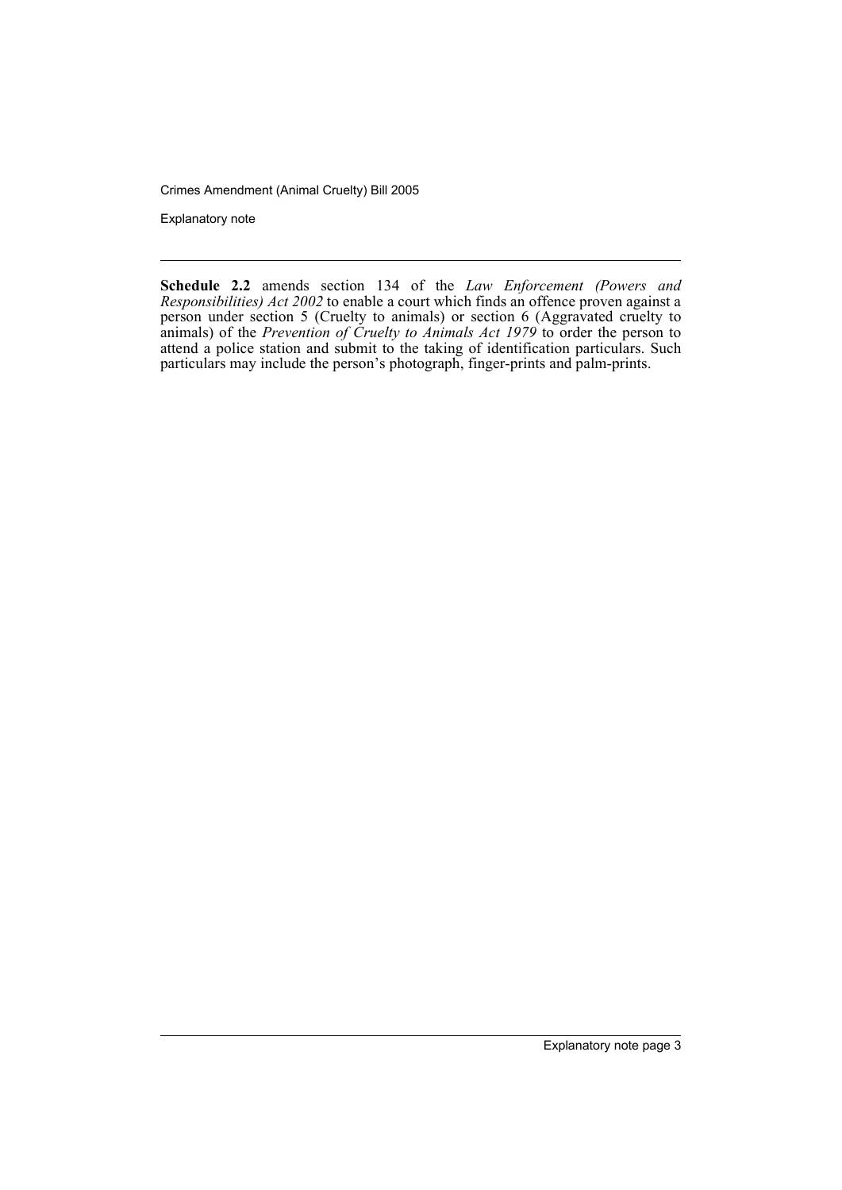**Schedule 2.2** amends section 134 of the *Law Enforcement (Powers and Responsibilities) Act 2002* to enable a court which finds an offence proven against a person under section 5 (Cruelty to animals) or section 6 (Aggravated cruelty to animals) of the *Prevention of Cruelty to Animals Act 1979* to order the person to attend a police station and submit to the taking of identification particulars. Such particulars may include the person's photograph, finger-prints and palm-prints.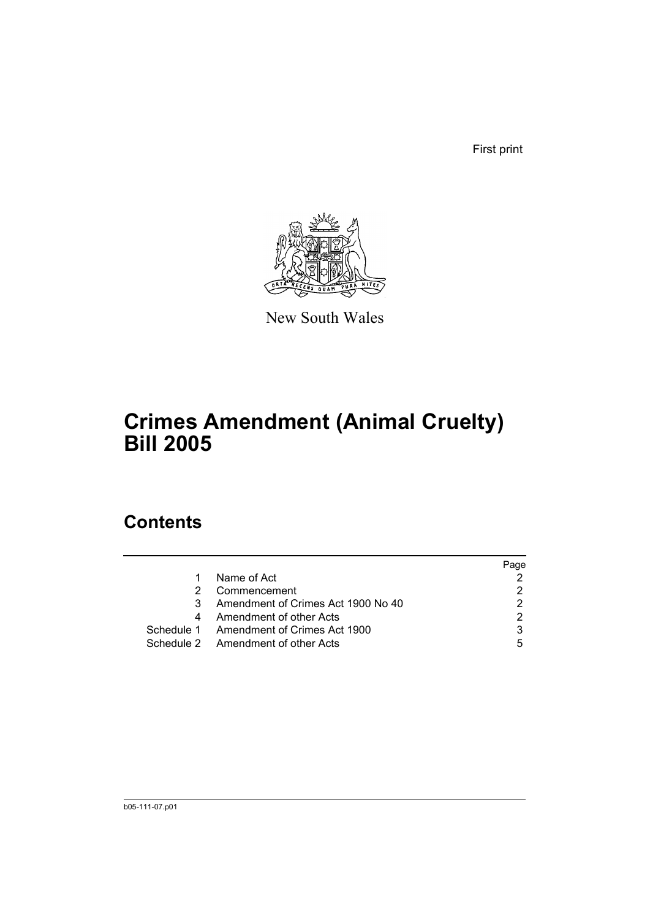First print

New South Wales

# Crimes Amendment (Animal Cruelty) Bill 2005

## Contents

| | | Page |
|---|---|---|
| 1 | Name of Act | 2 |
| 2 | Commencement | 2 |
| 3 | Amendment of Crimes Act 1900 No 40 | 2 |
| 4 | Amendment of other Acts | 2 |
| Schedule 1 | Amendment of Crimes Act 1900 | 3 |
| Schedule 2 | Amendment of other Acts | 5 |

b05-111-07.p01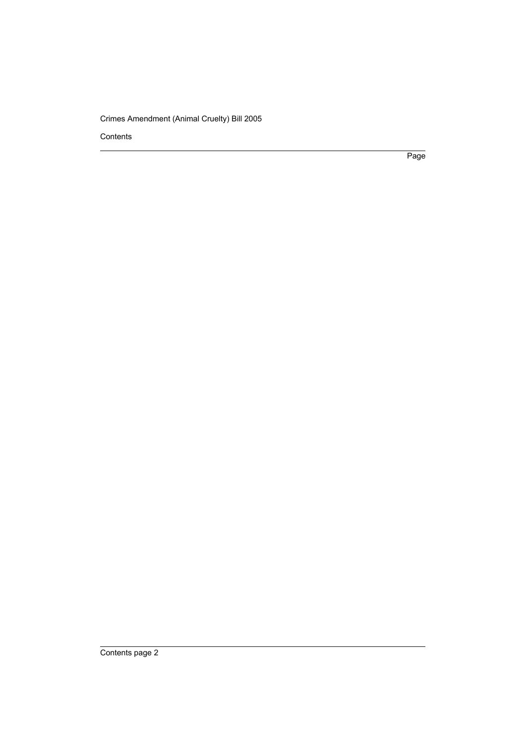Contents

Page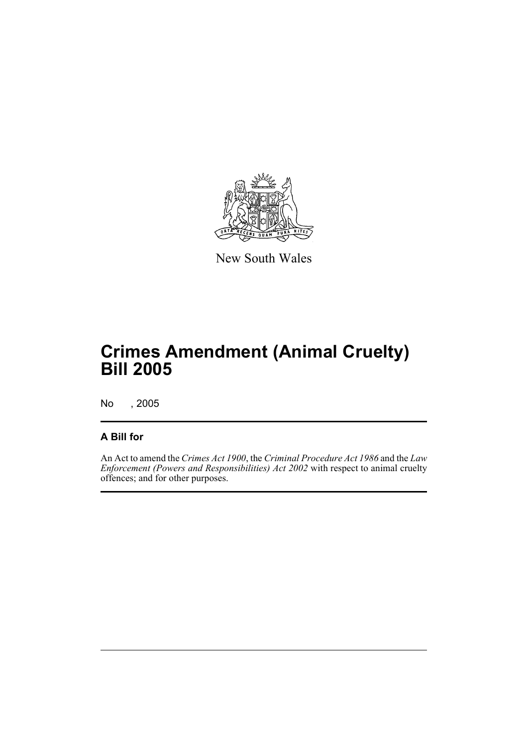New South Wales

# Crimes Amendment (Animal Cruelty) Bill 2005

No , 2005

## A Bill for

An Act to amend the *Crimes Act 1900*, the *Criminal Procedure Act 1986* and the *Law Enforcement (Powers and Responsibilities) Act 2002* with respect to animal cruelty offences; and for other purposes.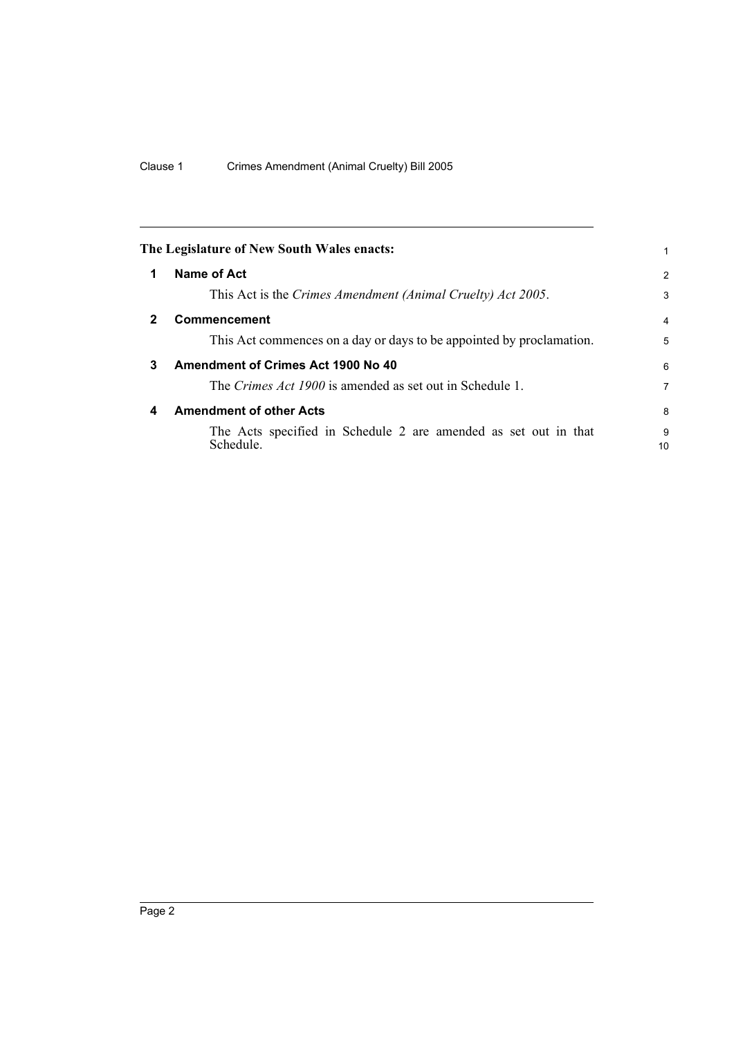**The Legislature of New South Wales enacts:**

## 1 Name of Act

This Act is the *Crimes Amendment (Animal Cruelty) Act 2005*.

## 2 Commencement

This Act commences on a day or days to be appointed by proclamation.

## 3 Amendment of Crimes Act 1900 No 40

The *Crimes Act 1900* is amended as set out in Schedule 1.

## 4 Amendment of other Acts

The Acts specified in Schedule 2 are amended as set out in that Schedule.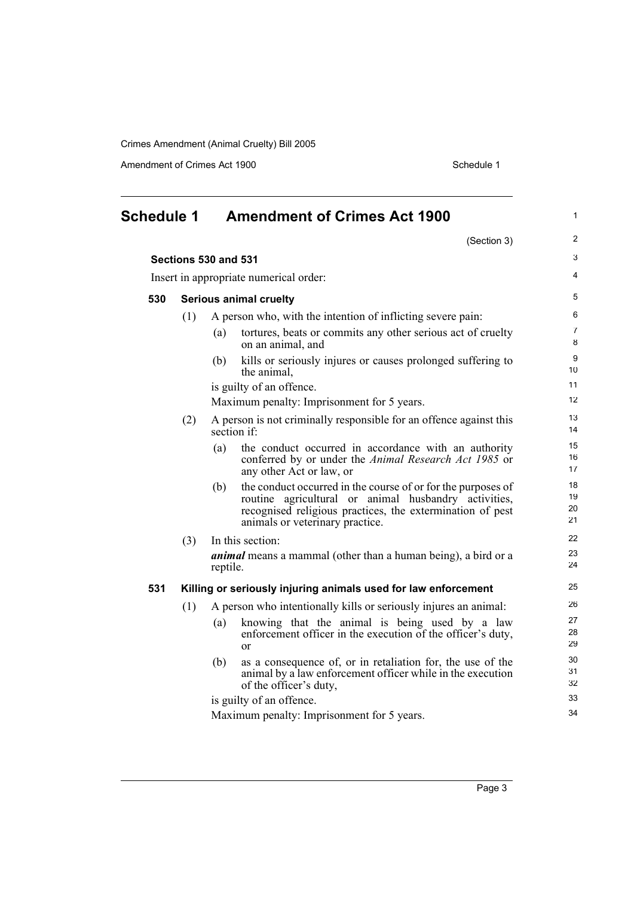## Schedule 1 Amendment of Crimes Act 1900

(Section 3)

### Sections 530 and 531

Insert in appropriate numerical order:

#### 530 Serious animal cruelty

(1) A person who, with the intention of inflicting severe pain:

- (a) tortures, beats or commits any other serious act of cruelty on an animal, and
- (b) kills or seriously injures or causes prolonged suffering to the animal,

is guilty of an offence.

Maximum penalty: Imprisonment for 5 years.

(2) A person is not criminally responsible for an offence against this section if:

- (a) the conduct occurred in accordance with an authority conferred by or under the *Animal Research Act 1985* or any other Act or law, or
- (b) the conduct occurred in the course of or for the purposes of routine agricultural or animal husbandry activities, recognised religious practices, the extermination of pest animals or veterinary practice.

(3) In this section:

***animal*** means a mammal (other than a human being), a bird or a reptile.

#### 531 Killing or seriously injuring animals used for law enforcement

(1) A person who intentionally kills or seriously injures an animal:

- (a) knowing that the animal is being used by a law enforcement officer in the execution of the officer's duty, or
- (b) as a consequence of, or in retaliation for, the use of the animal by a law enforcement officer while in the execution of the officer's duty,

is guilty of an offence.

Maximum penalty: Imprisonment for 5 years.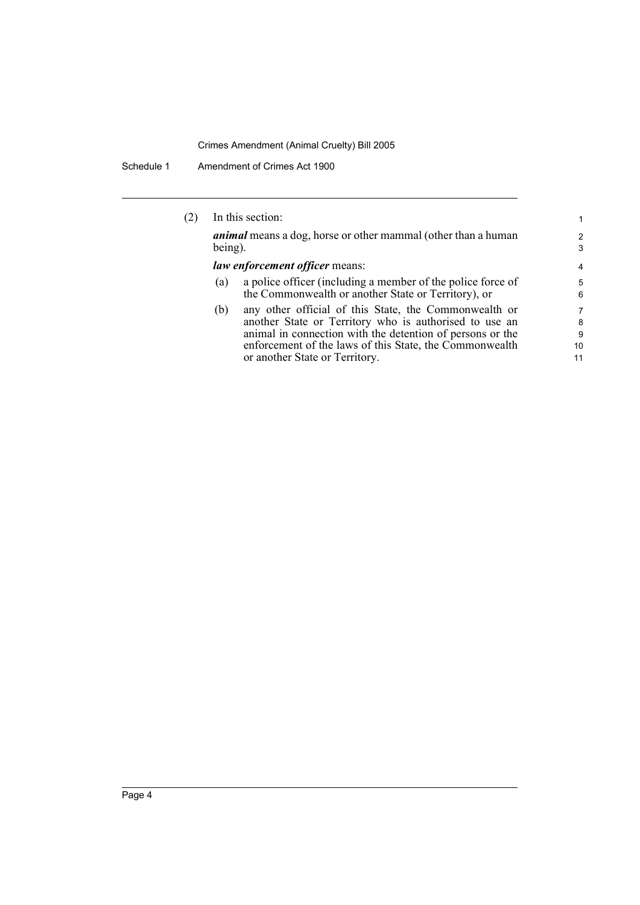(2) In this section:

***animal*** means a dog, horse or other mammal (other than a human being).

***law enforcement officer*** means:

- (a) a police officer (including a member of the police force of the Commonwealth or another State or Territory), or
- (b) any other official of this State, the Commonwealth or another State or Territory who is authorised to use an animal in connection with the detention of persons or the enforcement of the laws of this State, the Commonwealth or another State or Territory.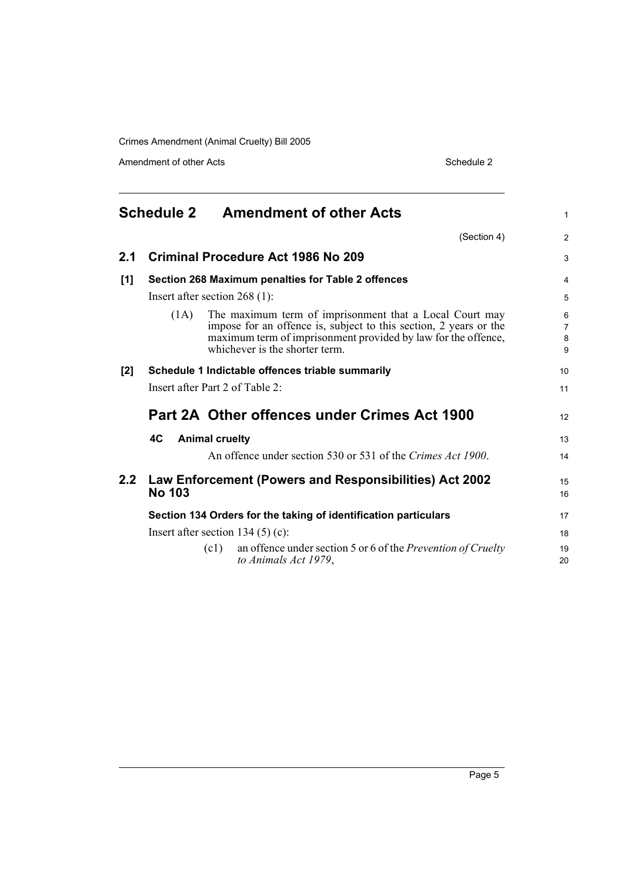# Schedule 2 Amendment of other Acts

(Section 4)

## 2.1 Criminal Procedure Act 1986 No 209

### [1] Section 268 Maximum penalties for Table 2 offences

Insert after section 268 (1):

(1A) The maximum term of imprisonment that a Local Court may impose for an offence is, subject to this section, 2 years or the maximum term of imprisonment provided by law for the offence, whichever is the shorter term.

### [2] Schedule 1 Indictable offences triable summarily

Insert after Part 2 of Table 2:

## Part 2A Other offences under Crimes Act 1900

**4C Animal cruelty**

An offence under section 530 or 531 of the *Crimes Act 1900*.

## 2.2 Law Enforcement (Powers and Responsibilities) Act 2002 No 103

### Section 134 Orders for the taking of identification particulars

Insert after section 134 (5) (c):

(c1) an offence under section 5 or 6 of the *Prevention of Cruelty to Animals Act 1979*,